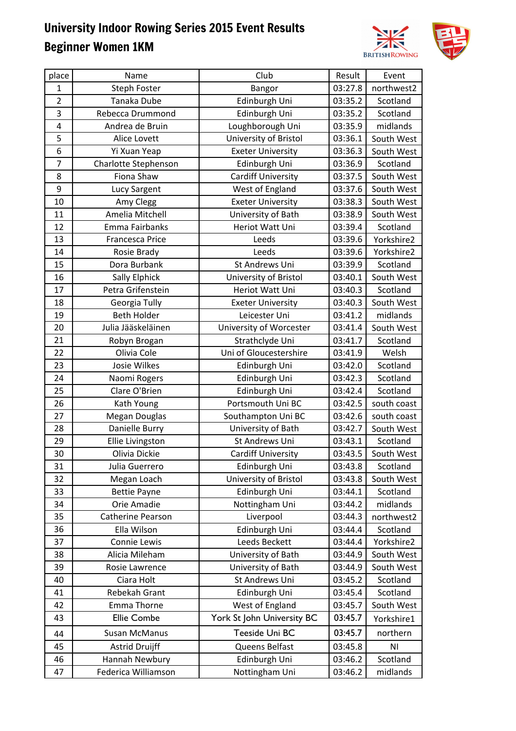# University Indoor Rowing Series 2015 Event Results

## Beginner Women 1KM

| place | Name | Club | Result | Event |
|---|---|---|---|---|
| 1 | Steph Foster | Bangor | 03:27.8 | northwest2 |
| 2 | Tanaka Dube | Edinburgh Uni | 03:35.2 | Scotland |
| 3 | Rebecca Drummond | Edinburgh Uni | 03:35.2 | Scotland |
| 4 | Andrea de Bruin | Loughborough Uni | 03:35.9 | midlands |
| 5 | Alice Lovett | University of Bristol | 03:36.1 | South West |
| 6 | Yi Xuan Yeap | Exeter University | 03:36.3 | South West |
| 7 | Charlotte Stephenson | Edinburgh Uni | 03:36.9 | Scotland |
| 8 | Fiona Shaw | Cardiff University | 03:37.5 | South West |
| 9 | Lucy Sargent | West of England | 03:37.6 | South West |
| 10 | Amy Clegg | Exeter University | 03:38.3 | South West |
| 11 | Amelia Mitchell | University of Bath | 03:38.9 | South West |
| 12 | Emma Fairbanks | Heriot Watt Uni | 03:39.4 | Scotland |
| 13 | Francesca Price | Leeds | 03:39.6 | Yorkshire2 |
| 14 | Rosie Brady | Leeds | 03:39.6 | Yorkshire2 |
| 15 | Dora Burbank | St Andrews Uni | 03:39.9 | Scotland |
| 16 | Sally Elphick | University of Bristol | 03:40.1 | South West |
| 17 | Petra Grifenstein | Heriot Watt Uni | 03:40.3 | Scotland |
| 18 | Georgia Tully | Exeter University | 03:40.3 | South West |
| 19 | Beth Holder | Leicester Uni | 03:41.2 | midlands |
| 20 | Julia Jääskeläinen | University of Worcester | 03:41.4 | South West |
| 21 | Robyn Brogan | Strathclyde Uni | 03:41.7 | Scotland |
| 22 | Olivia Cole | Uni of Gloucestershire | 03:41.9 | Welsh |
| 23 | Josie Wilkes | Edinburgh Uni | 03:42.0 | Scotland |
| 24 | Naomi Rogers | Edinburgh Uni | 03:42.3 | Scotland |
| 25 | Clare O'Brien | Edinburgh Uni | 03:42.4 | Scotland |
| 26 | Kath Young | Portsmouth Uni BC | 03:42.5 | south coast |
| 27 | Megan Douglas | Southampton Uni BC | 03:42.6 | south coast |
| 28 | Danielle Burry | University of Bath | 03:42.7 | South West |
| 29 | Ellie Livingston | St Andrews Uni | 03:43.1 | Scotland |
| 30 | Olivia Dickie | Cardiff University | 03:43.5 | South West |
| 31 | Julia Guerrero | Edinburgh Uni | 03:43.8 | Scotland |
| 32 | Megan Loach | University of Bristol | 03:43.8 | South West |
| 33 | Bettie Payne | Edinburgh Uni | 03:44.1 | Scotland |
| 34 | Orie Amadie | Nottingham Uni | 03:44.2 | midlands |
| 35 | Catherine Pearson | Liverpool | 03:44.3 | northwest2 |
| 36 | Ella Wilson | Edinburgh Uni | 03:44.4 | Scotland |
| 37 | Connie Lewis | Leeds Beckett | 03:44.4 | Yorkshire2 |
| 38 | Alicia Mileham | University of Bath | 03:44.9 | South West |
| 39 | Rosie Lawrence | University of Bath | 03:44.9 | South West |
| 40 | Ciara Holt | St Andrews Uni | 03:45.2 | Scotland |
| 41 | Rebekah Grant | Edinburgh Uni | 03:45.4 | Scotland |
| 42 | Emma Thorne | West of England | 03:45.7 | South West |
| 43 | Ellie Combe | York St John University BC | 03:45.7 | Yorkshire1 |
| 44 | Susan McManus | Teeside Uni BC | 03:45.7 | northern |
| 45 | Astrid Druijff | Queens Belfast | 03:45.8 | NI |
| 46 | Hannah Newbury | Edinburgh Uni | 03:46.2 | Scotland |
| 47 | Federica Williamson | Nottingham Uni | 03:46.2 | midlands |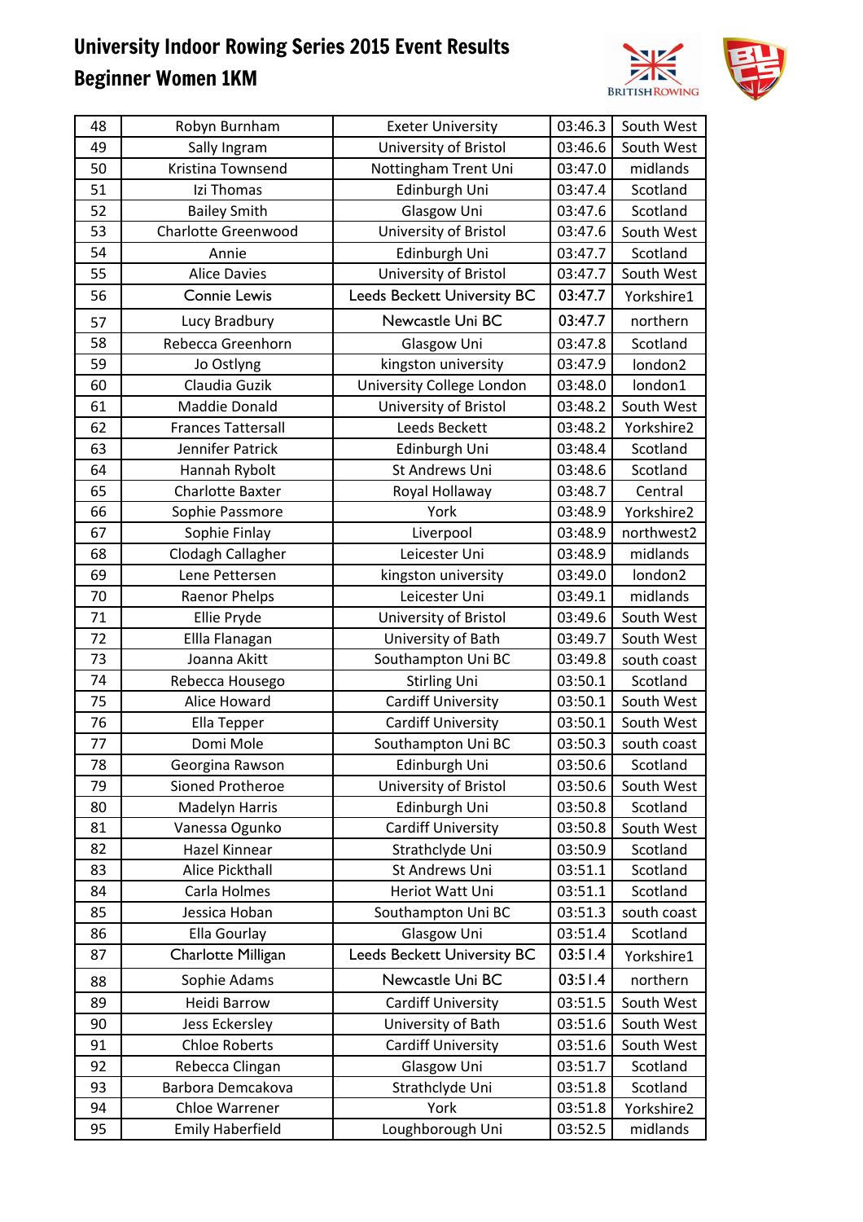# University Indoor Rowing Series 2015 Event Results

## Beginner Women 1KM

| 48 | Robyn Burnham | Exeter University | 03:46.3 | South West |
|---|---|---|---|---|
| 49 | Sally Ingram | University of Bristol | 03:46.6 | South West |
| 50 | Kristina Townsend | Nottingham Trent Uni | 03:47.0 | midlands |
| 51 | Izi Thomas | Edinburgh Uni | 03:47.4 | Scotland |
| 52 | Bailey Smith | Glasgow Uni | 03:47.6 | Scotland |
| 53 | Charlotte Greenwood | University of Bristol | 03:47.6 | South West |
| 54 | Annie | Edinburgh Uni | 03:47.7 | Scotland |
| 55 | Alice Davies | University of Bristol | 03:47.7 | South West |
| 56 | Connie Lewis | Leeds Beckett University BC | 03:47.7 | Yorkshire1 |
| 57 | Lucy Bradbury | Newcastle Uni BC | 03:47.7 | northern |
| 58 | Rebecca Greenhorn | Glasgow Uni | 03:47.8 | Scotland |
| 59 | Jo Ostlyng | kingston university | 03:47.9 | london2 |
| 60 | Claudia Guzik | University College London | 03:48.0 | london1 |
| 61 | Maddie Donald | University of Bristol | 03:48.2 | South West |
| 62 | Frances Tattersall | Leeds Beckett | 03:48.2 | Yorkshire2 |
| 63 | Jennifer Patrick | Edinburgh Uni | 03:48.4 | Scotland |
| 64 | Hannah Rybolt | St Andrews Uni | 03:48.6 | Scotland |
| 65 | Charlotte Baxter | Royal Hollaway | 03:48.7 | Central |
| 66 | Sophie Passmore | York | 03:48.9 | Yorkshire2 |
| 67 | Sophie Finlay | Liverpool | 03:48.9 | northwest2 |
| 68 | Clodagh Callagher | Leicester Uni | 03:48.9 | midlands |
| 69 | Lene Pettersen | kingston university | 03:49.0 | london2 |
| 70 | Raenor Phelps | Leicester Uni | 03:49.1 | midlands |
| 71 | Ellie Pryde | University of Bristol | 03:49.6 | South West |
| 72 | Ellla Flanagan | University of Bath | 03:49.7 | South West |
| 73 | Joanna Akitt | Southampton Uni BC | 03:49.8 | south coast |
| 74 | Rebecca Housego | Stirling Uni | 03:50.1 | Scotland |
| 75 | Alice Howard | Cardiff University | 03:50.1 | South West |
| 76 | Ella Tepper | Cardiff University | 03:50.1 | South West |
| 77 | Domi Mole | Southampton Uni BC | 03:50.3 | south coast |
| 78 | Georgina Rawson | Edinburgh Uni | 03:50.6 | Scotland |
| 79 | Sioned Protheroe | University of Bristol | 03:50.6 | South West |
| 80 | Madelyn Harris | Edinburgh Uni | 03:50.8 | Scotland |
| 81 | Vanessa Ogunko | Cardiff University | 03:50.8 | South West |
| 82 | Hazel Kinnear | Strathclyde Uni | 03:50.9 | Scotland |
| 83 | Alice Pickthall | St Andrews Uni | 03:51.1 | Scotland |
| 84 | Carla Holmes | Heriot Watt Uni | 03:51.1 | Scotland |
| 85 | Jessica Hoban | Southampton Uni BC | 03:51.3 | south coast |
| 86 | Ella Gourlay | Glasgow Uni | 03:51.4 | Scotland |
| 87 | Charlotte Milligan | Leeds Beckett University BC | 03:51.4 | Yorkshire1 |
| 88 | Sophie Adams | Newcastle Uni BC | 03:51.4 | northern |
| 89 | Heidi Barrow | Cardiff University | 03:51.5 | South West |
| 90 | Jess Eckersley | University of Bath | 03:51.6 | South West |
| 91 | Chloe Roberts | Cardiff University | 03:51.6 | South West |
| 92 | Rebecca Clingan | Glasgow Uni | 03:51.7 | Scotland |
| 93 | Barbora Demcakova | Strathclyde Uni | 03:51.8 | Scotland |
| 94 | Chloe Warrener | York | 03:51.8 | Yorkshire2 |
| 95 | Emily Haberfield | Loughborough Uni | 03:52.5 | midlands |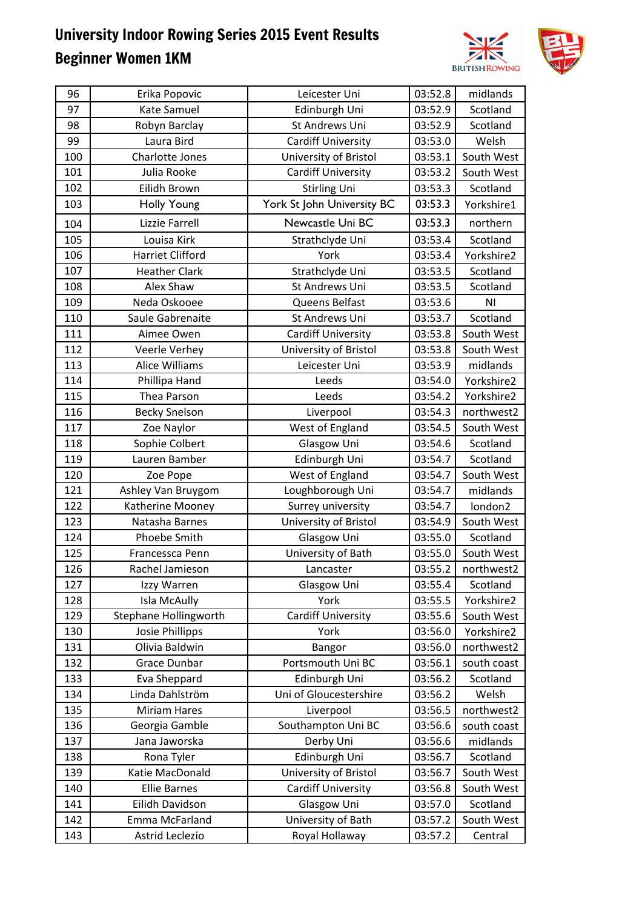# University Indoor Rowing Series 2015 Event Results

## Beginner Women 1KM

| | | | | |
|---|---|---|---|---|
| 96 | Erika Popovic | Leicester Uni | 03:52.8 | midlands |
| 97 | Kate Samuel | Edinburgh Uni | 03:52.9 | Scotland |
| 98 | Robyn Barclay | St Andrews Uni | 03:52.9 | Scotland |
| 99 | Laura Bird | Cardiff University | 03:53.0 | Welsh |
| 100 | Charlotte Jones | University of Bristol | 03:53.1 | South West |
| 101 | Julia Rooke | Cardiff University | 03:53.2 | South West |
| 102 | Eilidh Brown | Stirling Uni | 03:53.3 | Scotland |
| 103 | Holly Young | York St John University BC | 03:53.3 | Yorkshire1 |
| 104 | Lizzie Farrell | Newcastle Uni BC | 03:53.3 | northern |
| 105 | Louisa Kirk | Strathclyde Uni | 03:53.4 | Scotland |
| 106 | Harriet Clifford | York | 03:53.4 | Yorkshire2 |
| 107 | Heather Clark | Strathclyde Uni | 03:53.5 | Scotland |
| 108 | Alex Shaw | St Andrews Uni | 03:53.5 | Scotland |
| 109 | Neda Oskooee | Queens Belfast | 03:53.6 | NI |
| 110 | Saule Gabrenaite | St Andrews Uni | 03:53.7 | Scotland |
| 111 | Aimee Owen | Cardiff University | 03:53.8 | South West |
| 112 | Veerle Verhey | University of Bristol | 03:53.8 | South West |
| 113 | Alice Williams | Leicester Uni | 03:53.9 | midlands |
| 114 | Phillipa Hand | Leeds | 03:54.0 | Yorkshire2 |
| 115 | Thea Parson | Leeds | 03:54.2 | Yorkshire2 |
| 116 | Becky Snelson | Liverpool | 03:54.3 | northwest2 |
| 117 | Zoe Naylor | West of England | 03:54.5 | South West |
| 118 | Sophie Colbert | Glasgow Uni | 03:54.6 | Scotland |
| 119 | Lauren Bamber | Edinburgh Uni | 03:54.7 | Scotland |
| 120 | Zoe Pope | West of England | 03:54.7 | South West |
| 121 | Ashley Van Bruygom | Loughborough Uni | 03:54.7 | midlands |
| 122 | Katherine Mooney | Surrey university | 03:54.7 | london2 |
| 123 | Natasha Barnes | University of Bristol | 03:54.9 | South West |
| 124 | Phoebe Smith | Glasgow Uni | 03:55.0 | Scotland |
| 125 | Francessca Penn | University of Bath | 03:55.0 | South West |
| 126 | Rachel Jamieson | Lancaster | 03:55.2 | northwest2 |
| 127 | Izzy Warren | Glasgow Uni | 03:55.4 | Scotland |
| 128 | Isla McAully | York | 03:55.5 | Yorkshire2 |
| 129 | Stephane Hollingworth | Cardiff University | 03:55.6 | South West |
| 130 | Josie Phillipps | York | 03:56.0 | Yorkshire2 |
| 131 | Olivia Baldwin | Bangor | 03:56.0 | northwest2 |
| 132 | Grace Dunbar | Portsmouth Uni BC | 03:56.1 | south coast |
| 133 | Eva Sheppard | Edinburgh Uni | 03:56.2 | Scotland |
| 134 | Linda Dahlström | Uni of Gloucestershire | 03:56.2 | Welsh |
| 135 | Miriam Hares | Liverpool | 03:56.5 | northwest2 |
| 136 | Georgia Gamble | Southampton Uni BC | 03:56.6 | south coast |
| 137 | Jana Jaworska | Derby Uni | 03:56.6 | midlands |
| 138 | Rona Tyler | Edinburgh Uni | 03:56.7 | Scotland |
| 139 | Katie MacDonald | University of Bristol | 03:56.7 | South West |
| 140 | Ellie Barnes | Cardiff University | 03:56.8 | South West |
| 141 | Eilidh Davidson | Glasgow Uni | 03:57.0 | Scotland |
| 142 | Emma McFarland | University of Bath | 03:57.2 | South West |
| 143 | Astrid Leclezio | Royal Hollaway | 03:57.2 | Central |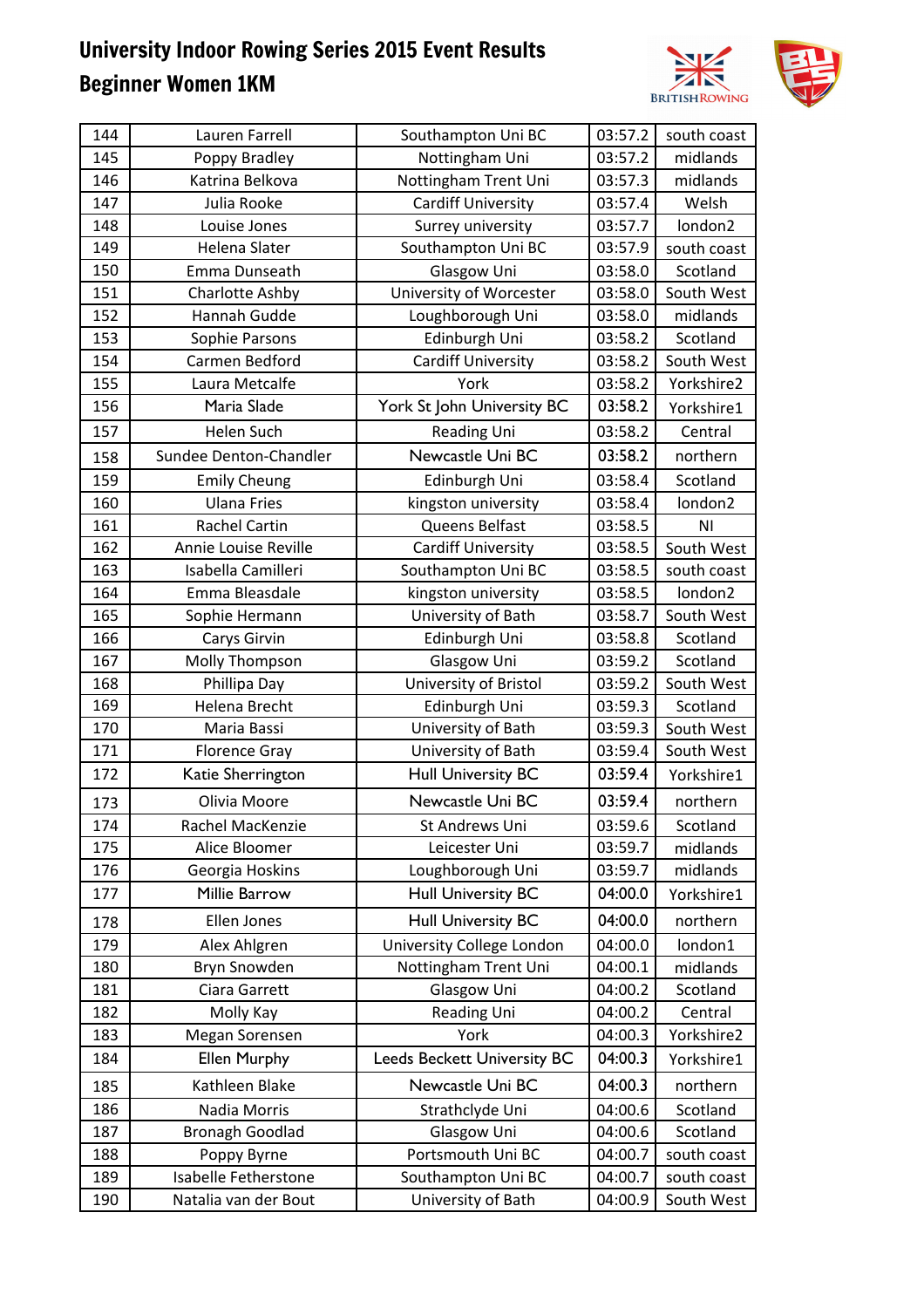# University Indoor Rowing Series 2015 Event Results

## Beginner Women 1KM

| | | | | |
|---|---|---|---|---|
| 144 | Lauren Farrell | Southampton Uni BC | 03:57.2 | south coast |
| 145 | Poppy Bradley | Nottingham Uni | 03:57.2 | midlands |
| 146 | Katrina Belkova | Nottingham Trent Uni | 03:57.3 | midlands |
| 147 | Julia Rooke | Cardiff University | 03:57.4 | Welsh |
| 148 | Louise Jones | Surrey university | 03:57.7 | london2 |
| 149 | Helena Slater | Southampton Uni BC | 03:57.9 | south coast |
| 150 | Emma Dunseath | Glasgow Uni | 03:58.0 | Scotland |
| 151 | Charlotte Ashby | University of Worcester | 03:58.0 | South West |
| 152 | Hannah Gudde | Loughborough Uni | 03:58.0 | midlands |
| 153 | Sophie Parsons | Edinburgh Uni | 03:58.2 | Scotland |
| 154 | Carmen Bedford | Cardiff University | 03:58.2 | South West |
| 155 | Laura Metcalfe | York | 03:58.2 | Yorkshire2 |
| 156 | Maria Slade | York St John University BC | 03:58.2 | Yorkshire1 |
| 157 | Helen Such | Reading Uni | 03:58.2 | Central |
| 158 | Sundee Denton-Chandler | Newcastle Uni BC | 03:58.2 | northern |
| 159 | Emily Cheung | Edinburgh Uni | 03:58.4 | Scotland |
| 160 | Ulana Fries | kingston university | 03:58.4 | london2 |
| 161 | Rachel Cartin | Queens Belfast | 03:58.5 | NI |
| 162 | Annie Louise Reville | Cardiff University | 03:58.5 | South West |
| 163 | Isabella Camilleri | Southampton Uni BC | 03:58.5 | south coast |
| 164 | Emma Bleasdale | kingston university | 03:58.5 | london2 |
| 165 | Sophie Hermann | University of Bath | 03:58.7 | South West |
| 166 | Carys Girvin | Edinburgh Uni | 03:58.8 | Scotland |
| 167 | Molly Thompson | Glasgow Uni | 03:59.2 | Scotland |
| 168 | Phillipa Day | University of Bristol | 03:59.2 | South West |
| 169 | Helena Brecht | Edinburgh Uni | 03:59.3 | Scotland |
| 170 | Maria Bassi | University of Bath | 03:59.3 | South West |
| 171 | Florence Gray | University of Bath | 03:59.4 | South West |
| 172 | Katie Sherrington | Hull University BC | 03:59.4 | Yorkshire1 |
| 173 | Olivia Moore | Newcastle Uni BC | 03:59.4 | northern |
| 174 | Rachel MacKenzie | St Andrews Uni | 03:59.6 | Scotland |
| 175 | Alice Bloomer | Leicester Uni | 03:59.7 | midlands |
| 176 | Georgia Hoskins | Loughborough Uni | 03:59.7 | midlands |
| 177 | Millie Barrow | Hull University BC | 04:00.0 | Yorkshire1 |
| 178 | Ellen Jones | Hull University BC | 04:00.0 | northern |
| 179 | Alex Ahlgren | University College London | 04:00.0 | london1 |
| 180 | Bryn Snowden | Nottingham Trent Uni | 04:00.1 | midlands |
| 181 | Ciara Garrett | Glasgow Uni | 04:00.2 | Scotland |
| 182 | Molly Kay | Reading Uni | 04:00.2 | Central |
| 183 | Megan Sorensen | York | 04:00.3 | Yorkshire2 |
| 184 | Ellen Murphy | Leeds Beckett University BC | 04:00.3 | Yorkshire1 |
| 185 | Kathleen Blake | Newcastle Uni BC | 04:00.3 | northern |
| 186 | Nadia Morris | Strathclyde Uni | 04:00.6 | Scotland |
| 187 | Bronagh Goodlad | Glasgow Uni | 04:00.6 | Scotland |
| 188 | Poppy Byrne | Portsmouth Uni BC | 04:00.7 | south coast |
| 189 | Isabelle Fetherstone | Southampton Uni BC | 04:00.7 | south coast |
| 190 | Natalia van der Bout | University of Bath | 04:00.9 | South West |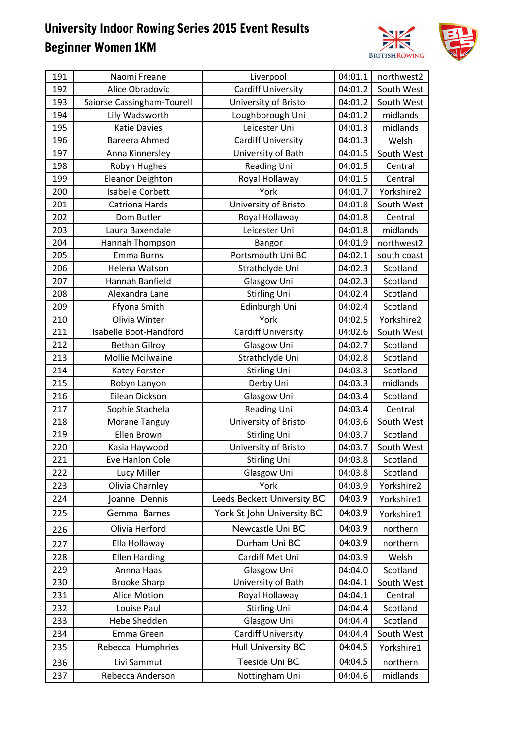# University Indoor Rowing Series 2015 Event Results

## Beginner Women 1KM

| | | | | |
|---|---|---|---|---|
| 191 | Naomi Freane | Liverpool | 04:01.1 | northwest2 |
| 192 | Alice Obradovic | Cardiff University | 04:01.2 | South West |
| 193 | Saiorse Cassingham-Tourell | University of Bristol | 04:01.2 | South West |
| 194 | Lily Wadsworth | Loughborough Uni | 04:01.2 | midlands |
| 195 | Katie Davies | Leicester Uni | 04:01.3 | midlands |
| 196 | Bareera Ahmed | Cardiff University | 04:01.3 | Welsh |
| 197 | Anna Kinnersley | University of Bath | 04:01.5 | South West |
| 198 | Robyn Hughes | Reading Uni | 04:01.5 | Central |
| 199 | Eleanor Deighton | Royal Hollaway | 04:01.5 | Central |
| 200 | Isabelle Corbett | York | 04:01.7 | Yorkshire2 |
| 201 | Catriona Hards | University of Bristol | 04:01.8 | South West |
| 202 | Dom Butler | Royal Hollaway | 04:01.8 | Central |
| 203 | Laura Baxendale | Leicester Uni | 04:01.8 | midlands |
| 204 | Hannah Thompson | Bangor | 04:01.9 | northwest2 |
| 205 | Emma Burns | Portsmouth Uni BC | 04:02.1 | south coast |
| 206 | Helena Watson | Strathclyde Uni | 04:02.3 | Scotland |
| 207 | Hannah Banfield | Glasgow Uni | 04:02.3 | Scotland |
| 208 | Alexandra Lane | Stirling Uni | 04:02.4 | Scotland |
| 209 | Ffyona Smith | Edinburgh Uni | 04:02.4 | Scotland |
| 210 | Olivia Winter | York | 04:02.5 | Yorkshire2 |
| 211 | Isabelle Boot-Handford | Cardiff University | 04:02.6 | South West |
| 212 | Bethan Gilroy | Glasgow Uni | 04:02.7 | Scotland |
| 213 | Mollie Mcilwaine | Strathclyde Uni | 04:02.8 | Scotland |
| 214 | Katey Forster | Stirling Uni | 04:03.3 | Scotland |
| 215 | Robyn Lanyon | Derby Uni | 04:03.3 | midlands |
| 216 | Eilean Dickson | Glasgow Uni | 04:03.4 | Scotland |
| 217 | Sophie Stachela | Reading Uni | 04:03.4 | Central |
| 218 | Morane Tanguy | University of Bristol | 04:03.6 | South West |
| 219 | Ellen Brown | Stirling Uni | 04:03.7 | Scotland |
| 220 | Kasia Haywood | University of Bristol | 04:03.7 | South West |
| 221 | Eve Hanlon Cole | Stirling Uni | 04:03.8 | Scotland |
| 222 | Lucy Miller | Glasgow Uni | 04:03.8 | Scotland |
| 223 | Olivia Charnley | York | 04:03.9 | Yorkshire2 |
| 224 | Joanne Dennis | Leeds Beckett University BC | 04:03.9 | Yorkshire1 |
| 225 | Gemma Barnes | York St John University BC | 04:03.9 | Yorkshire1 |
| 226 | Olivia Herford | Newcastle Uni BC | 04:03.9 | northern |
| 227 | Ella Hollaway | Durham Uni BC | 04:03.9 | northern |
| 228 | Ellen Harding | Cardiff Met Uni | 04:03.9 | Welsh |
| 229 | Annna Haas | Glasgow Uni | 04:04.0 | Scotland |
| 230 | Brooke Sharp | University of Bath | 04:04.1 | South West |
| 231 | Alice Motion | Royal Hollaway | 04:04.1 | Central |
| 232 | Louise Paul | Stirling Uni | 04:04.4 | Scotland |
| 233 | Hebe Shedden | Glasgow Uni | 04:04.4 | Scotland |
| 234 | Emma Green | Cardiff University | 04:04.4 | South West |
| 235 | Rebecca Humphries | Hull University BC | 04:04.5 | Yorkshire1 |
| 236 | Livi Sammut | Teeside Uni BC | 04:04.5 | northern |
| 237 | Rebecca Anderson | Nottingham Uni | 04:04.6 | midlands |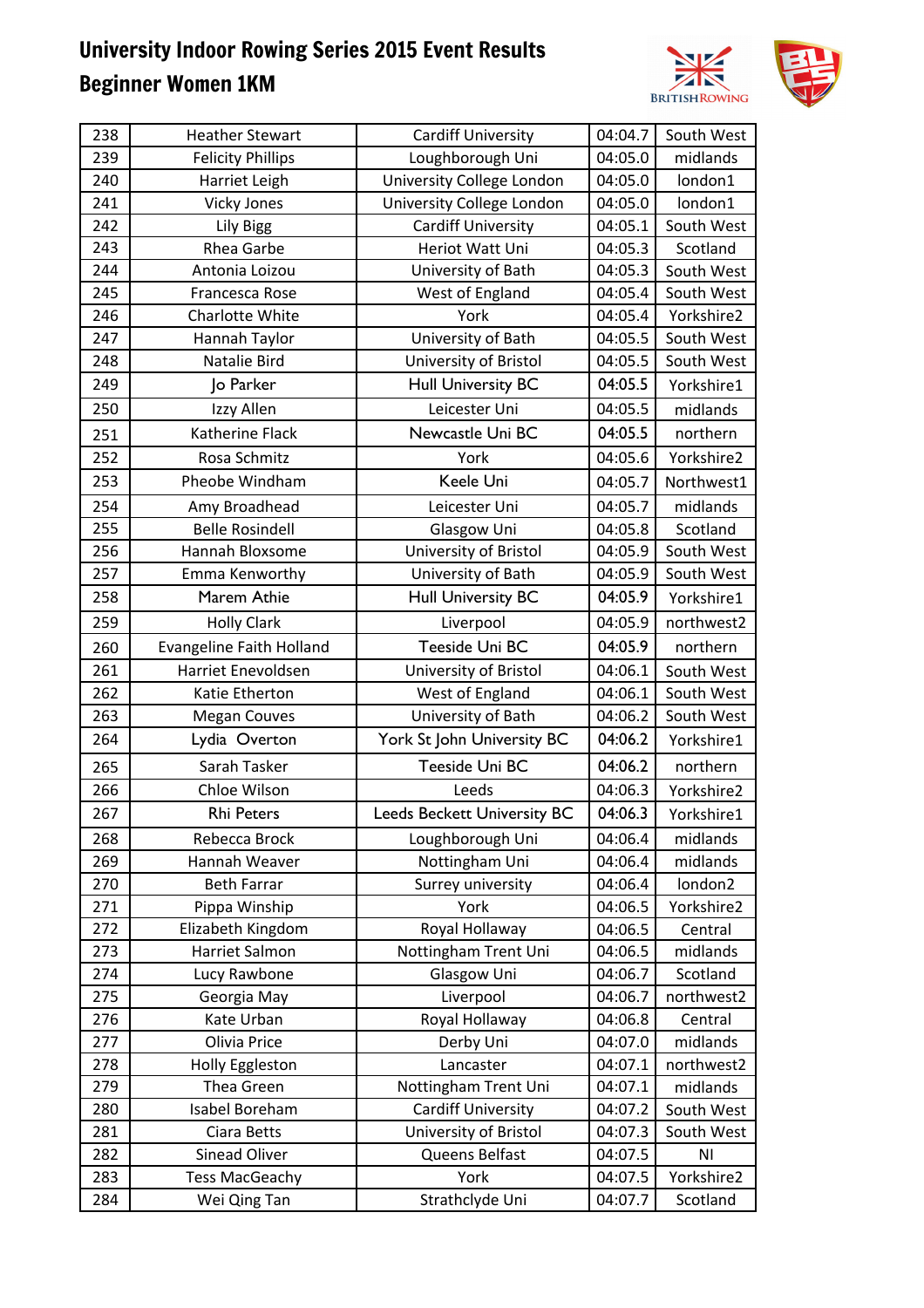# University Indoor Rowing Series 2015 Event Results

## Beginner Women 1KM

| | | | | |
|---|---|---|---|---|
| 238 | Heather Stewart | Cardiff University | 04:04.7 | South West |
| 239 | Felicity Phillips | Loughborough Uni | 04:05.0 | midlands |
| 240 | Harriet Leigh | University College London | 04:05.0 | london1 |
| 241 | Vicky Jones | University College London | 04:05.0 | london1 |
| 242 | Lily Bigg | Cardiff University | 04:05.1 | South West |
| 243 | Rhea Garbe | Heriot Watt Uni | 04:05.3 | Scotland |
| 244 | Antonia Loizou | University of Bath | 04:05.3 | South West |
| 245 | Francesca Rose | West of England | 04:05.4 | South West |
| 246 | Charlotte White | York | 04:05.4 | Yorkshire2 |
| 247 | Hannah Taylor | University of Bath | 04:05.5 | South West |
| 248 | Natalie Bird | University of Bristol | 04:05.5 | South West |
| 249 | Jo Parker | Hull University BC | 04:05.5 | Yorkshire1 |
| 250 | Izzy Allen | Leicester Uni | 04:05.5 | midlands |
| 251 | Katherine Flack | Newcastle Uni BC | 04:05.5 | northern |
| 252 | Rosa Schmitz | York | 04:05.6 | Yorkshire2 |
| 253 | Pheobe Windham | Keele Uni | 04:05.7 | Northwest1 |
| 254 | Amy Broadhead | Leicester Uni | 04:05.7 | midlands |
| 255 | Belle Rosindell | Glasgow Uni | 04:05.8 | Scotland |
| 256 | Hannah Bloxsome | University of Bristol | 04:05.9 | South West |
| 257 | Emma Kenworthy | University of Bath | 04:05.9 | South West |
| 258 | Marem Athie | Hull University BC | 04:05.9 | Yorkshire1 |
| 259 | Holly Clark | Liverpool | 04:05.9 | northwest2 |
| 260 | Evangeline Faith Holland | Teeside Uni BC | 04:05.9 | northern |
| 261 | Harriet Enevoldsen | University of Bristol | 04:06.1 | South West |
| 262 | Katie Etherton | West of England | 04:06.1 | South West |
| 263 | Megan Couves | University of Bath | 04:06.2 | South West |
| 264 | Lydia Overton | York St John University BC | 04:06.2 | Yorkshire1 |
| 265 | Sarah Tasker | Teeside Uni BC | 04:06.2 | northern |
| 266 | Chloe Wilson | Leeds | 04:06.3 | Yorkshire2 |
| 267 | Rhi Peters | Leeds Beckett University BC | 04:06.3 | Yorkshire1 |
| 268 | Rebecca Brock | Loughborough Uni | 04:06.4 | midlands |
| 269 | Hannah Weaver | Nottingham Uni | 04:06.4 | midlands |
| 270 | Beth Farrar | Surrey university | 04:06.4 | london2 |
| 271 | Pippa Winship | York | 04:06.5 | Yorkshire2 |
| 272 | Elizabeth Kingdom | Royal Hollaway | 04:06.5 | Central |
| 273 | Harriet Salmon | Nottingham Trent Uni | 04:06.5 | midlands |
| 274 | Lucy Rawbone | Glasgow Uni | 04:06.7 | Scotland |
| 275 | Georgia May | Liverpool | 04:06.7 | northwest2 |
| 276 | Kate Urban | Royal Hollaway | 04:06.8 | Central |
| 277 | Olivia Price | Derby Uni | 04:07.0 | midlands |
| 278 | Holly Eggleston | Lancaster | 04:07.1 | northwest2 |
| 279 | Thea Green | Nottingham Trent Uni | 04:07.1 | midlands |
| 280 | Isabel Boreham | Cardiff University | 04:07.2 | South West |
| 281 | Ciara Betts | University of Bristol | 04:07.3 | South West |
| 282 | Sinead Oliver | Queens Belfast | 04:07.5 | NI |
| 283 | Tess MacGeachy | York | 04:07.5 | Yorkshire2 |
| 284 | Wei Qing Tan | Strathclyde Uni | 04:07.7 | Scotland |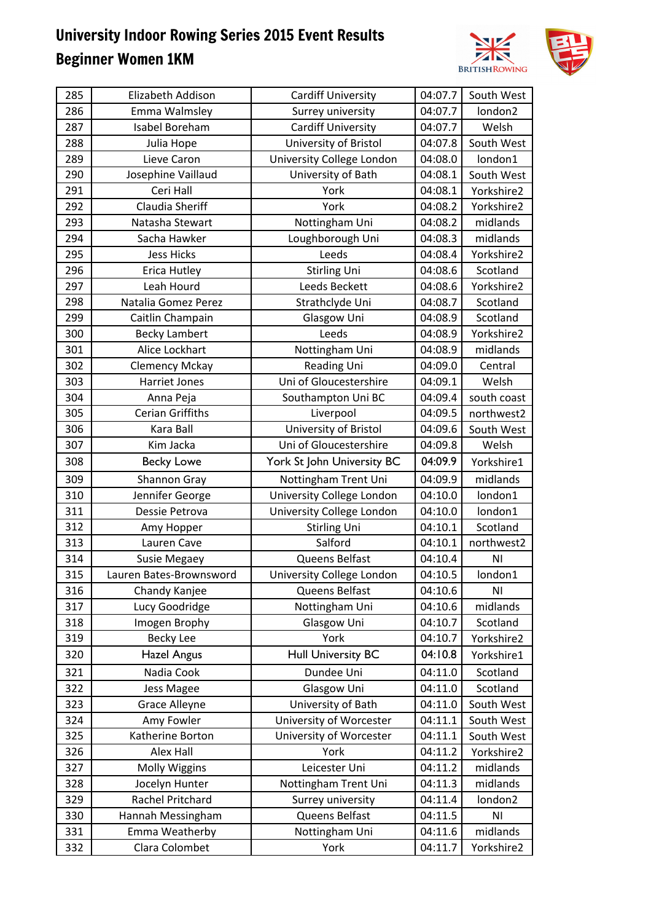# University Indoor Rowing Series 2015 Event Results

## Beginner Women 1KM

| | | | | |
|---|---|---|---|---|
| 285 | Elizabeth Addison | Cardiff University | 04:07.7 | South West |
| 286 | Emma Walmsley | Surrey university | 04:07.7 | london2 |
| 287 | Isabel Boreham | Cardiff University | 04:07.7 | Welsh |
| 288 | Julia Hope | University of Bristol | 04:07.8 | South West |
| 289 | Lieve Caron | University College London | 04:08.0 | london1 |
| 290 | Josephine Vaillaud | University of Bath | 04:08.1 | South West |
| 291 | Ceri Hall | York | 04:08.1 | Yorkshire2 |
| 292 | Claudia Sheriff | York | 04:08.2 | Yorkshire2 |
| 293 | Natasha Stewart | Nottingham Uni | 04:08.2 | midlands |
| 294 | Sacha Hawker | Loughborough Uni | 04:08.3 | midlands |
| 295 | Jess Hicks | Leeds | 04:08.4 | Yorkshire2 |
| 296 | Erica Hutley | Stirling Uni | 04:08.6 | Scotland |
| 297 | Leah Hourd | Leeds Beckett | 04:08.6 | Yorkshire2 |
| 298 | Natalia Gomez Perez | Strathclyde Uni | 04:08.7 | Scotland |
| 299 | Caitlin Champain | Glasgow Uni | 04:08.9 | Scotland |
| 300 | Becky Lambert | Leeds | 04:08.9 | Yorkshire2 |
| 301 | Alice Lockhart | Nottingham Uni | 04:08.9 | midlands |
| 302 | Clemency Mckay | Reading Uni | 04:09.0 | Central |
| 303 | Harriet Jones | Uni of Gloucestershire | 04:09.1 | Welsh |
| 304 | Anna Peja | Southampton Uni BC | 04:09.4 | south coast |
| 305 | Cerian Griffiths | Liverpool | 04:09.5 | northwest2 |
| 306 | Kara Ball | University of Bristol | 04:09.6 | South West |
| 307 | Kim Jacka | Uni of Gloucestershire | 04:09.8 | Welsh |
| 308 | Becky Lowe | York St John University BC | 04:09.9 | Yorkshire1 |
| 309 | Shannon Gray | Nottingham Trent Uni | 04:09.9 | midlands |
| 310 | Jennifer George | University College London | 04:10.0 | london1 |
| 311 | Dessie Petrova | University College London | 04:10.0 | london1 |
| 312 | Amy Hopper | Stirling Uni | 04:10.1 | Scotland |
| 313 | Lauren Cave | Salford | 04:10.1 | northwest2 |
| 314 | Susie Megaey | Queens Belfast | 04:10.4 | NI |
| 315 | Lauren Bates-Brownsword | University College London | 04:10.5 | london1 |
| 316 | Chandy Kanjee | Queens Belfast | 04:10.6 | NI |
| 317 | Lucy Goodridge | Nottingham Uni | 04:10.6 | midlands |
| 318 | Imogen Brophy | Glasgow Uni | 04:10.7 | Scotland |
| 319 | Becky Lee | York | 04:10.7 | Yorkshire2 |
| 320 | Hazel Angus | Hull University BC | 04:10.8 | Yorkshire1 |
| 321 | Nadia Cook | Dundee Uni | 04:11.0 | Scotland |
| 322 | Jess Magee | Glasgow Uni | 04:11.0 | Scotland |
| 323 | Grace Alleyne | University of Bath | 04:11.0 | South West |
| 324 | Amy Fowler | University of Worcester | 04:11.1 | South West |
| 325 | Katherine Borton | University of Worcester | 04:11.1 | South West |
| 326 | Alex Hall | York | 04:11.2 | Yorkshire2 |
| 327 | Molly Wiggins | Leicester Uni | 04:11.2 | midlands |
| 328 | Jocelyn Hunter | Nottingham Trent Uni | 04:11.3 | midlands |
| 329 | Rachel Pritchard | Surrey university | 04:11.4 | london2 |
| 330 | Hannah Messingham | Queens Belfast | 04:11.5 | NI |
| 331 | Emma Weatherby | Nottingham Uni | 04:11.6 | midlands |
| 332 | Clara Colombet | York | 04:11.7 | Yorkshire2 |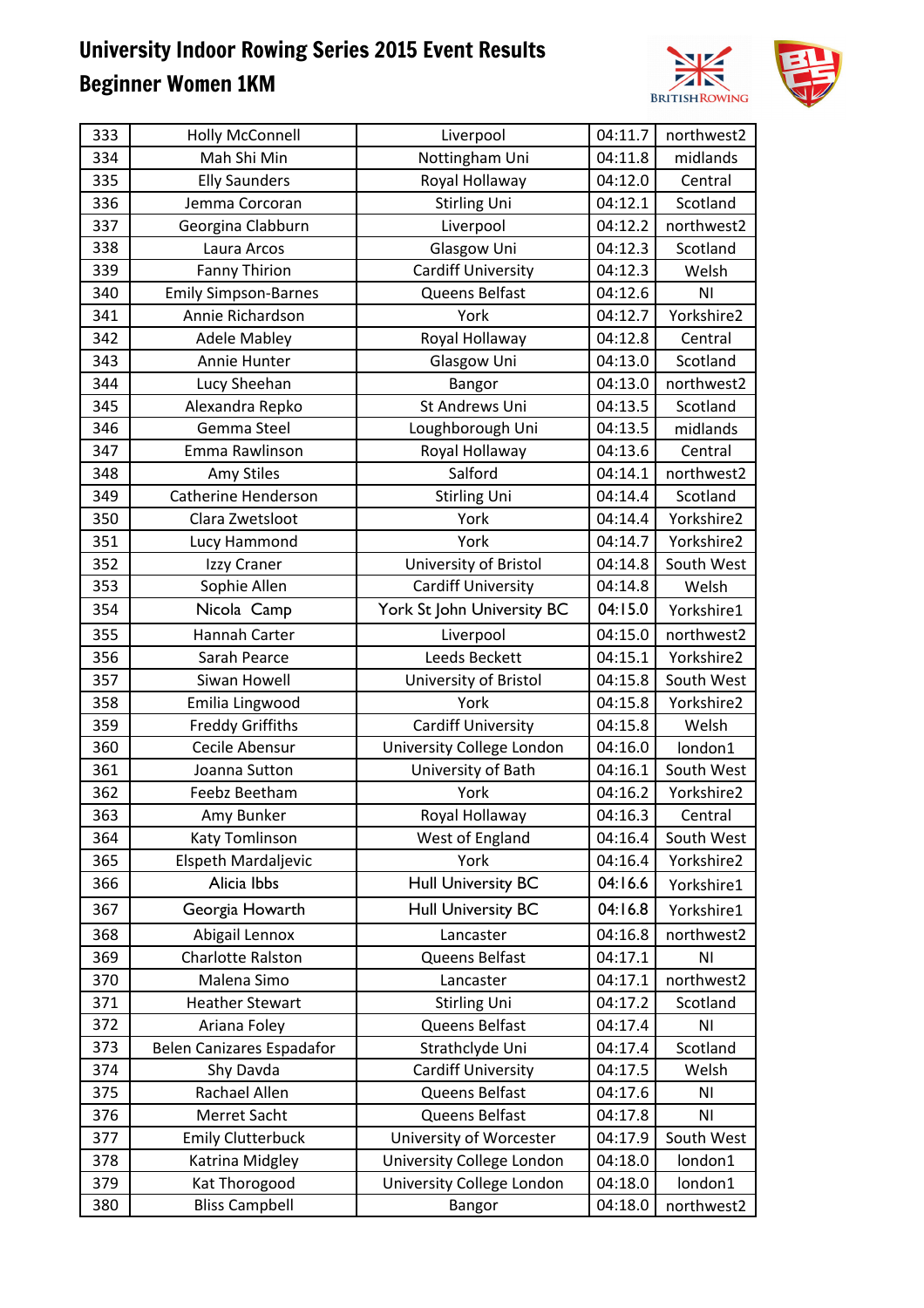# University Indoor Rowing Series 2015 Event Results

## Beginner Women 1KM

| | | | | |
|---|---|---|---|---|
| 333 | Holly McConnell | Liverpool | 04:11.7 | northwest2 |
| 334 | Mah Shi Min | Nottingham Uni | 04:11.8 | midlands |
| 335 | Elly Saunders | Royal Hollaway | 04:12.0 | Central |
| 336 | Jemma Corcoran | Stirling Uni | 04:12.1 | Scotland |
| 337 | Georgina Clabburn | Liverpool | 04:12.2 | northwest2 |
| 338 | Laura Arcos | Glasgow Uni | 04:12.3 | Scotland |
| 339 | Fanny Thirion | Cardiff University | 04:12.3 | Welsh |
| 340 | Emily Simpson-Barnes | Queens Belfast | 04:12.6 | NI |
| 341 | Annie Richardson | York | 04:12.7 | Yorkshire2 |
| 342 | Adele Mabley | Royal Hollaway | 04:12.8 | Central |
| 343 | Annie Hunter | Glasgow Uni | 04:13.0 | Scotland |
| 344 | Lucy Sheehan | Bangor | 04:13.0 | northwest2 |
| 345 | Alexandra Repko | St Andrews Uni | 04:13.5 | Scotland |
| 346 | Gemma Steel | Loughborough Uni | 04:13.5 | midlands |
| 347 | Emma Rawlinson | Royal Hollaway | 04:13.6 | Central |
| 348 | Amy Stiles | Salford | 04:14.1 | northwest2 |
| 349 | Catherine Henderson | Stirling Uni | 04:14.4 | Scotland |
| 350 | Clara Zwetsloot | York | 04:14.4 | Yorkshire2 |
| 351 | Lucy Hammond | York | 04:14.7 | Yorkshire2 |
| 352 | Izzy Craner | University of Bristol | 04:14.8 | South West |
| 353 | Sophie Allen | Cardiff University | 04:14.8 | Welsh |
| 354 | Nicola Camp | York St John University BC | 04:15.0 | Yorkshire1 |
| 355 | Hannah Carter | Liverpool | 04:15.0 | northwest2 |
| 356 | Sarah Pearce | Leeds Beckett | 04:15.1 | Yorkshire2 |
| 357 | Siwan Howell | University of Bristol | 04:15.8 | South West |
| 358 | Emilia Lingwood | York | 04:15.8 | Yorkshire2 |
| 359 | Freddy Griffiths | Cardiff University | 04:15.8 | Welsh |
| 360 | Cecile Abensur | University College London | 04:16.0 | london1 |
| 361 | Joanna Sutton | University of Bath | 04:16.1 | South West |
| 362 | Feebz Beetham | York | 04:16.2 | Yorkshire2 |
| 363 | Amy Bunker | Royal Hollaway | 04:16.3 | Central |
| 364 | Katy Tomlinson | West of England | 04:16.4 | South West |
| 365 | Elspeth Mardaljevic | York | 04:16.4 | Yorkshire2 |
| 366 | Alicia Ibbs | Hull University BC | 04:16.6 | Yorkshire1 |
| 367 | Georgia Howarth | Hull University BC | 04:16.8 | Yorkshire1 |
| 368 | Abigail Lennox | Lancaster | 04:16.8 | northwest2 |
| 369 | Charlotte Ralston | Queens Belfast | 04:17.1 | NI |
| 370 | Malena Simo | Lancaster | 04:17.1 | northwest2 |
| 371 | Heather Stewart | Stirling Uni | 04:17.2 | Scotland |
| 372 | Ariana Foley | Queens Belfast | 04:17.4 | NI |
| 373 | Belen Canizares Espadafor | Strathclyde Uni | 04:17.4 | Scotland |
| 374 | Shy Davda | Cardiff University | 04:17.5 | Welsh |
| 375 | Rachael Allen | Queens Belfast | 04:17.6 | NI |
| 376 | Merret Sacht | Queens Belfast | 04:17.8 | NI |
| 377 | Emily Clutterbuck | University of Worcester | 04:17.9 | South West |
| 378 | Katrina Midgley | University College London | 04:18.0 | london1 |
| 379 | Kat Thorogood | University College London | 04:18.0 | london1 |
| 380 | Bliss Campbell | Bangor | 04:18.0 | northwest2 |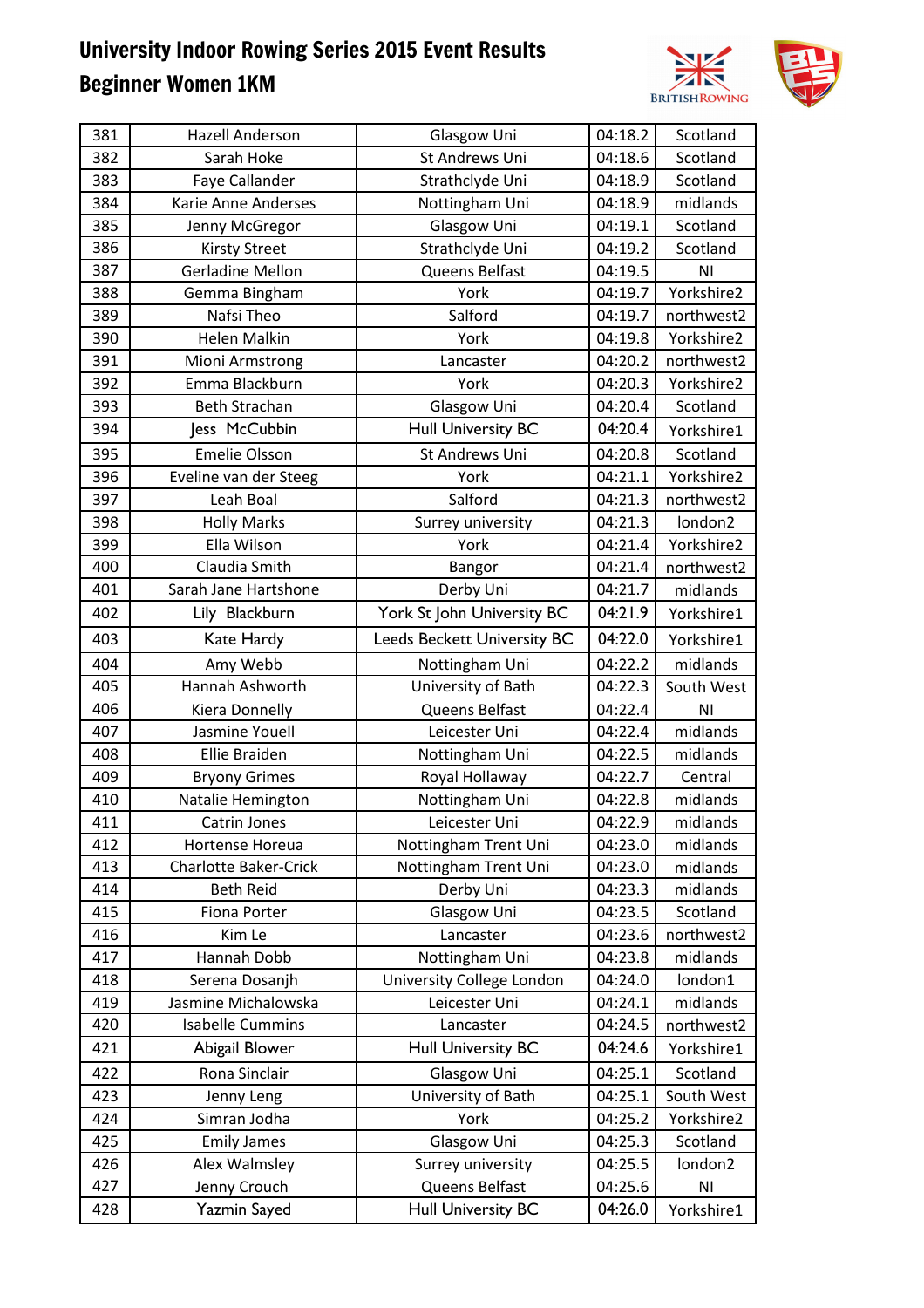# University Indoor Rowing Series 2015 Event Results

## Beginner Women 1KM

| | | | | |
|---|---|---|---|---|
| 381 | Hazell Anderson | Glasgow Uni | 04:18.2 | Scotland |
| 382 | Sarah Hoke | St Andrews Uni | 04:18.6 | Scotland |
| 383 | Faye Callander | Strathclyde Uni | 04:18.9 | Scotland |
| 384 | Karie Anne Anderses | Nottingham Uni | 04:18.9 | midlands |
| 385 | Jenny McGregor | Glasgow Uni | 04:19.1 | Scotland |
| 386 | Kirsty Street | Strathclyde Uni | 04:19.2 | Scotland |
| 387 | Gerladine Mellon | Queens Belfast | 04:19.5 | NI |
| 388 | Gemma Bingham | York | 04:19.7 | Yorkshire2 |
| 389 | Nafsi Theo | Salford | 04:19.7 | northwest2 |
| 390 | Helen Malkin | York | 04:19.8 | Yorkshire2 |
| 391 | Mioni Armstrong | Lancaster | 04:20.2 | northwest2 |
| 392 | Emma Blackburn | York | 04:20.3 | Yorkshire2 |
| 393 | Beth Strachan | Glasgow Uni | 04:20.4 | Scotland |
| 394 | Jess McCubbin | Hull University BC | 04:20.4 | Yorkshire1 |
| 395 | Emelie Olsson | St Andrews Uni | 04:20.8 | Scotland |
| 396 | Eveline van der Steeg | York | 04:21.1 | Yorkshire2 |
| 397 | Leah Boal | Salford | 04:21.3 | northwest2 |
| 398 | Holly Marks | Surrey university | 04:21.3 | london2 |
| 399 | Ella Wilson | York | 04:21.4 | Yorkshire2 |
| 400 | Claudia Smith | Bangor | 04:21.4 | northwest2 |
| 401 | Sarah Jane Hartshone | Derby Uni | 04:21.7 | midlands |
| 402 | Lily Blackburn | York St John University BC | 04:21.9 | Yorkshire1 |
| 403 | Kate Hardy | Leeds Beckett University BC | 04:22.0 | Yorkshire1 |
| 404 | Amy Webb | Nottingham Uni | 04:22.2 | midlands |
| 405 | Hannah Ashworth | University of Bath | 04:22.3 | South West |
| 406 | Kiera Donnelly | Queens Belfast | 04:22.4 | NI |
| 407 | Jasmine Youell | Leicester Uni | 04:22.4 | midlands |
| 408 | Ellie Braiden | Nottingham Uni | 04:22.5 | midlands |
| 409 | Bryony Grimes | Royal Hollaway | 04:22.7 | Central |
| 410 | Natalie Hemington | Nottingham Uni | 04:22.8 | midlands |
| 411 | Catrin Jones | Leicester Uni | 04:22.9 | midlands |
| 412 | Hortense Horeua | Nottingham Trent Uni | 04:23.0 | midlands |
| 413 | Charlotte Baker-Crick | Nottingham Trent Uni | 04:23.0 | midlands |
| 414 | Beth Reid | Derby Uni | 04:23.3 | midlands |
| 415 | Fiona Porter | Glasgow Uni | 04:23.5 | Scotland |
| 416 | Kim Le | Lancaster | 04:23.6 | northwest2 |
| 417 | Hannah Dobb | Nottingham Uni | 04:23.8 | midlands |
| 418 | Serena Dosanjh | University College London | 04:24.0 | london1 |
| 419 | Jasmine Michalowska | Leicester Uni | 04:24.1 | midlands |
| 420 | Isabelle Cummins | Lancaster | 04:24.5 | northwest2 |
| 421 | Abigail Blower | Hull University BC | 04:24.6 | Yorkshire1 |
| 422 | Rona Sinclair | Glasgow Uni | 04:25.1 | Scotland |
| 423 | Jenny Leng | University of Bath | 04:25.1 | South West |
| 424 | Simran Jodha | York | 04:25.2 | Yorkshire2 |
| 425 | Emily James | Glasgow Uni | 04:25.3 | Scotland |
| 426 | Alex Walmsley | Surrey university | 04:25.5 | london2 |
| 427 | Jenny Crouch | Queens Belfast | 04:25.6 | NI |
| 428 | Yazmin Sayed | Hull University BC | 04:26.0 | Yorkshire1 |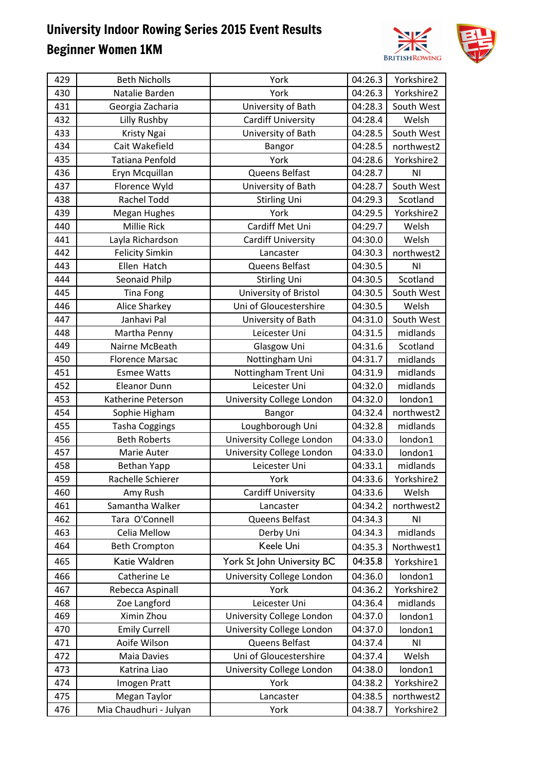# University Indoor Rowing Series 2015 Event Results

## Beginner Women 1KM

| | | | | |
|---|---|---|---|---|
| 429 | Beth Nicholls | York | 04:26.3 | Yorkshire2 |
| 430 | Natalie Barden | York | 04:26.3 | Yorkshire2 |
| 431 | Georgia Zacharia | University of Bath | 04:28.3 | South West |
| 432 | Lilly Rushby | Cardiff University | 04:28.4 | Welsh |
| 433 | Kristy Ngai | University of Bath | 04:28.5 | South West |
| 434 | Cait Wakefield | Bangor | 04:28.5 | northwest2 |
| 435 | Tatiana Penfold | York | 04:28.6 | Yorkshire2 |
| 436 | Eryn Mcquillan | Queens Belfast | 04:28.7 | NI |
| 437 | Florence Wyld | University of Bath | 04:28.7 | South West |
| 438 | Rachel Todd | Stirling Uni | 04:29.3 | Scotland |
| 439 | Megan Hughes | York | 04:29.5 | Yorkshire2 |
| 440 | Millie Rick | Cardiff Met Uni | 04:29.7 | Welsh |
| 441 | Layla Richardson | Cardiff University | 04:30.0 | Welsh |
| 442 | Felicity Simkin | Lancaster | 04:30.3 | northwest2 |
| 443 | Ellen Hatch | Queens Belfast | 04:30.5 | NI |
| 444 | Seonaid Philp | Stirling Uni | 04:30.5 | Scotland |
| 445 | Tina Fong | University of Bristol | 04:30.5 | South West |
| 446 | Alice Sharkey | Uni of Gloucestershire | 04:30.5 | Welsh |
| 447 | Janhavi Pal | University of Bath | 04:31.0 | South West |
| 448 | Martha Penny | Leicester Uni | 04:31.5 | midlands |
| 449 | Nairne McBeath | Glasgow Uni | 04:31.6 | Scotland |
| 450 | Florence Marsac | Nottingham Uni | 04:31.7 | midlands |
| 451 | Esmee Watts | Nottingham Trent Uni | 04:31.9 | midlands |
| 452 | Eleanor Dunn | Leicester Uni | 04:32.0 | midlands |
| 453 | Katherine Peterson | University College London | 04:32.0 | london1 |
| 454 | Sophie Higham | Bangor | 04:32.4 | northwest2 |
| 455 | Tasha Coggings | Loughborough Uni | 04:32.8 | midlands |
| 456 | Beth Roberts | University College London | 04:33.0 | london1 |
| 457 | Marie Auter | University College London | 04:33.0 | london1 |
| 458 | Bethan Yapp | Leicester Uni | 04:33.1 | midlands |
| 459 | Rachelle Schierer | York | 04:33.6 | Yorkshire2 |
| 460 | Amy Rush | Cardiff University | 04:33.6 | Welsh |
| 461 | Samantha Walker | Lancaster | 04:34.2 | northwest2 |
| 462 | Tara O'Connell | Queens Belfast | 04:34.3 | NI |
| 463 | Celia Mellow | Derby Uni | 04:34.3 | midlands |
| 464 | Beth Crompton | Keele Uni | 04:35.3 | Northwest1 |
| 465 | Katie Waldren | York St John University BC | 04:35.8 | Yorkshire1 |
| 466 | Catherine Le | University College London | 04:36.0 | london1 |
| 467 | Rebecca Aspinall | York | 04:36.2 | Yorkshire2 |
| 468 | Zoe Langford | Leicester Uni | 04:36.4 | midlands |
| 469 | Ximin Zhou | University College London | 04:37.0 | london1 |
| 470 | Emily Currell | University College London | 04:37.0 | london1 |
| 471 | Aoife Wilson | Queens Belfast | 04:37.4 | NI |
| 472 | Maia Davies | Uni of Gloucestershire | 04:37.4 | Welsh |
| 473 | Katrina Liao | University College London | 04:38.0 | london1 |
| 474 | Imogen Pratt | York | 04:38.2 | Yorkshire2 |
| 475 | Megan Taylor | Lancaster | 04:38.5 | northwest2 |
| 476 | Mia Chaudhuri - Julyan | York | 04:38.7 | Yorkshire2 |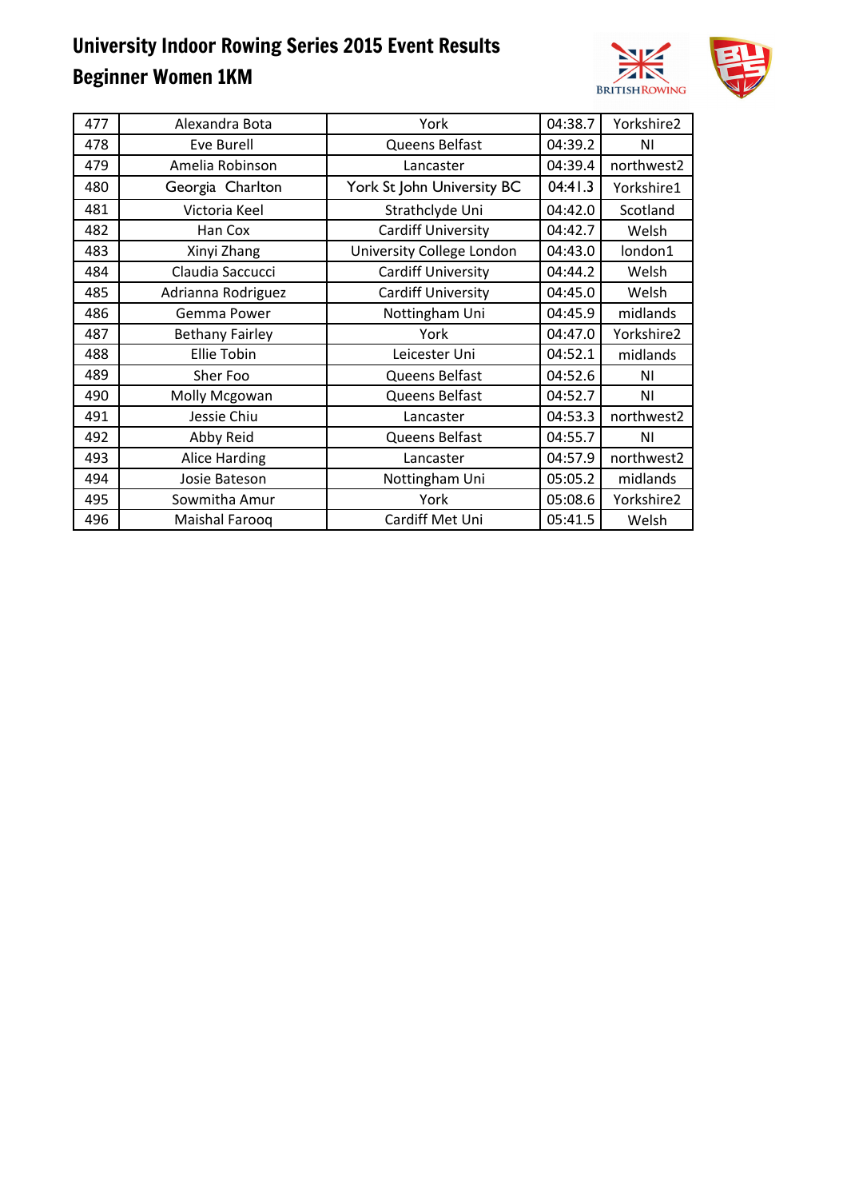# University Indoor Rowing Series 2015 Event Results

## Beginner Women 1KM

| | | | | |
|---|---|---|---|---|
| 477 | Alexandra Bota | York | 04:38.7 | Yorkshire2 |
| 478 | Eve Burell | Queens Belfast | 04:39.2 | NI |
| 479 | Amelia Robinson | Lancaster | 04:39.4 | northwest2 |
| 480 | Georgia Charlton | York St John University BC | 04:41.3 | Yorkshire1 |
| 481 | Victoria Keel | Strathclyde Uni | 04:42.0 | Scotland |
| 482 | Han Cox | Cardiff University | 04:42.7 | Welsh |
| 483 | Xinyi Zhang | University College London | 04:43.0 | london1 |
| 484 | Claudia Saccucci | Cardiff University | 04:44.2 | Welsh |
| 485 | Adrianna Rodriguez | Cardiff University | 04:45.0 | Welsh |
| 486 | Gemma Power | Nottingham Uni | 04:45.9 | midlands |
| 487 | Bethany Fairley | York | 04:47.0 | Yorkshire2 |
| 488 | Ellie Tobin | Leicester Uni | 04:52.1 | midlands |
| 489 | Sher Foo | Queens Belfast | 04:52.6 | NI |
| 490 | Molly Mcgowan | Queens Belfast | 04:52.7 | NI |
| 491 | Jessie Chiu | Lancaster | 04:53.3 | northwest2 |
| 492 | Abby Reid | Queens Belfast | 04:55.7 | NI |
| 493 | Alice Harding | Lancaster | 04:57.9 | northwest2 |
| 494 | Josie Bateson | Nottingham Uni | 05:05.2 | midlands |
| 495 | Sowmitha Amur | York | 05:08.6 | Yorkshire2 |
| 496 | Maishal Farooq | Cardiff Met Uni | 05:41.5 | Welsh |